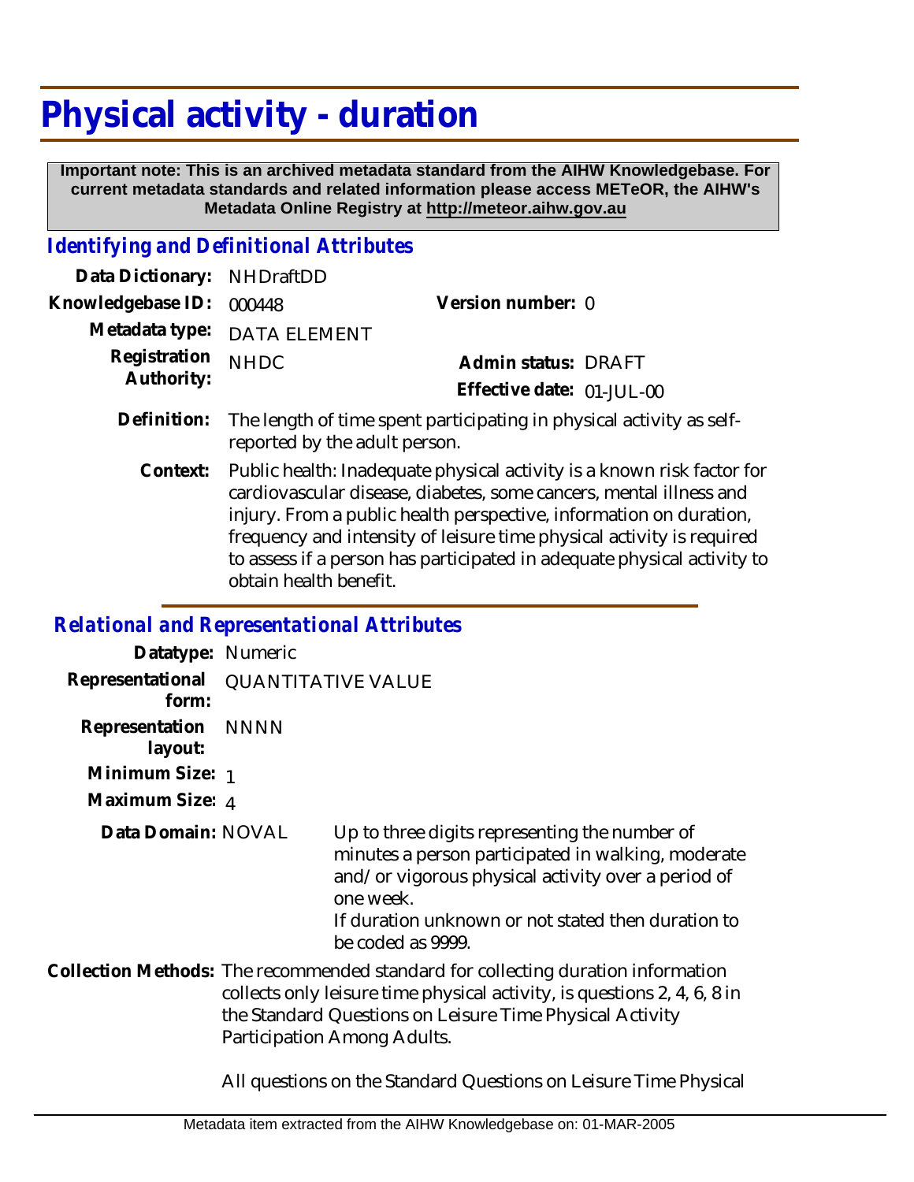# Physical activity - duration

**Important note: This is an archived metadata standard from the AIHW Knowledgebase. For current metadata standards and related information please access METeOR, the AIHW's Metadata Online Registry at http://meteor.aihw.gov.au**

## *Identifying and Definitional Attributes*

**Data Dictionary:** NHDraftDD

**Knowledgebase ID:** 000448

**Version number:** 0

**Metadata type:** DATA ELEMENT

**Registration Authority:** NHDC

**Admin status:** DRAFT

**Effective date:** 01-JUL-00

**Definition:** The length of time spent participating in physical activity as self-reported by the adult person.

**Context:** Public health: Inadequate physical activity is a known risk factor for cardiovascular disease, diabetes, some cancers, mental illness and injury. From a public health perspective, information on duration, frequency and intensity of leisure time physical activity is required to assess if a person has participated in adequate physical activity to obtain health benefit.

## *Relational and Representational Attributes*

**Datatype:** Numeric

**Representational form:** QUANTITATIVE VALUE

**Representation layout:** NNNN

**Minimum Size:** 1

**Maximum Size:** 4

**Data Domain:** NOVAL

Up to three digits representing the number of minutes a person participated in walking, moderate and/or vigorous physical activity over a period of one week.

If duration unknown or not stated then duration to be coded as 9999.

**Collection Methods:** The recommended standard for collecting duration information collects only leisure time physical activity, is questions 2, 4, 6, 8 in the Standard Questions on Leisure Time Physical Activity Participation Among Adults.

All questions on the Standard Questions on Leisure Time Physical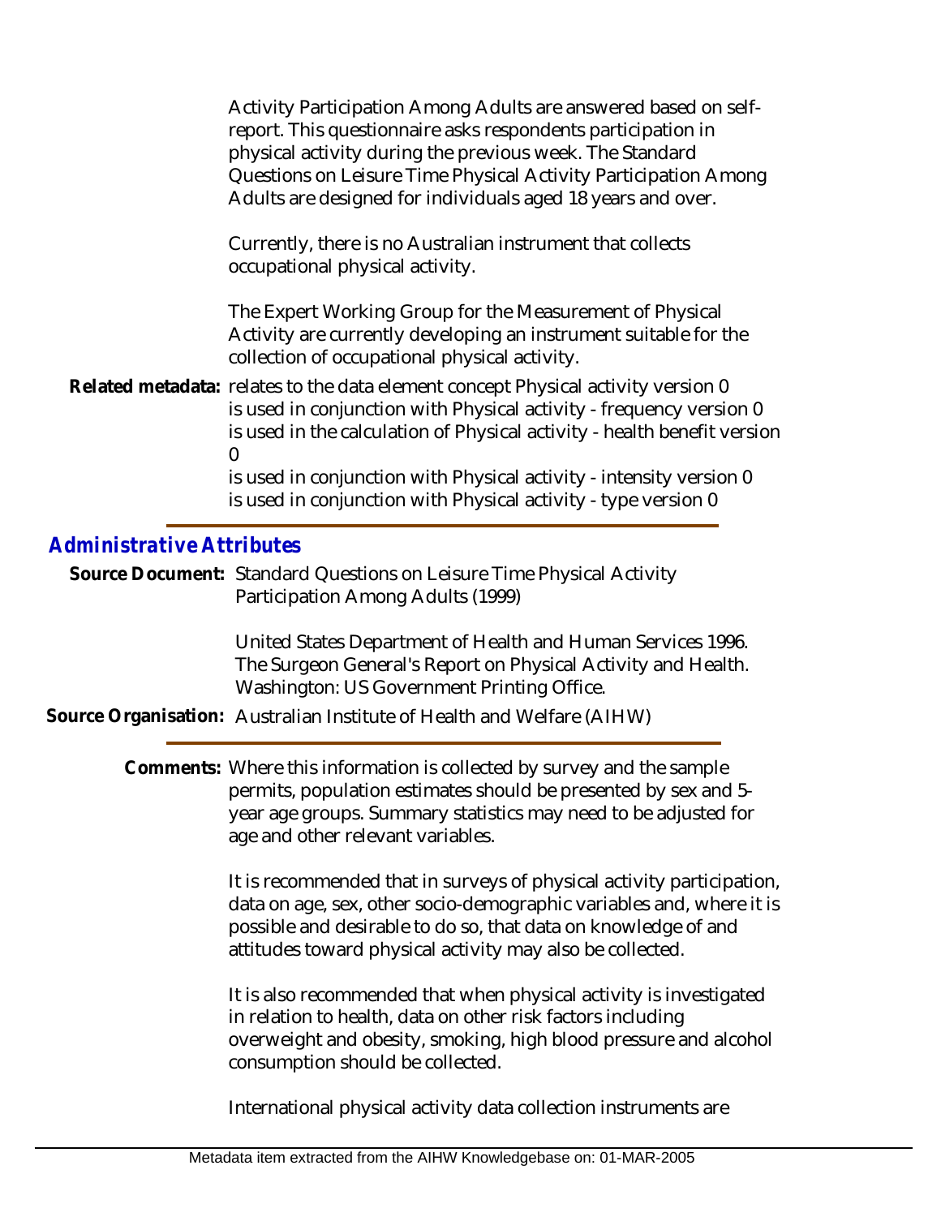Activity Participation Among Adults are answered based on self-report. This questionnaire asks respondents participation in physical activity during the previous week. The Standard Questions on Leisure Time Physical Activity Participation Among Adults are designed for individuals aged 18 years and over.

Currently, there is no Australian instrument that collects occupational physical activity.

The Expert Working Group for the Measurement of Physical Activity are currently developing an instrument suitable for the collection of occupational physical activity.

**Related metadata:** relates to the data element concept Physical activity version 0
is used in conjunction with Physical activity - frequency version 0
is used in the calculation of Physical activity - health benefit version 0
is used in conjunction with Physical activity - intensity version 0
is used in conjunction with Physical activity - type version 0

## Administrative Attributes

**Source Document:** Standard Questions on Leisure Time Physical Activity Participation Among Adults (1999)

United States Department of Health and Human Services 1996. The Surgeon General's Report on Physical Activity and Health. Washington: US Government Printing Office.

**Source Organisation:** Australian Institute of Health and Welfare (AIHW)

**Comments:** Where this information is collected by survey and the sample permits, population estimates should be presented by sex and 5-year age groups. Summary statistics may need to be adjusted for age and other relevant variables.

It is recommended that in surveys of physical activity participation, data on age, sex, other socio-demographic variables and, where it is possible and desirable to do so, that data on knowledge of and attitudes toward physical activity may also be collected.

It is also recommended that when physical activity is investigated in relation to health, data on other risk factors including overweight and obesity, smoking, high blood pressure and alcohol consumption should be collected.

International physical activity data collection instruments are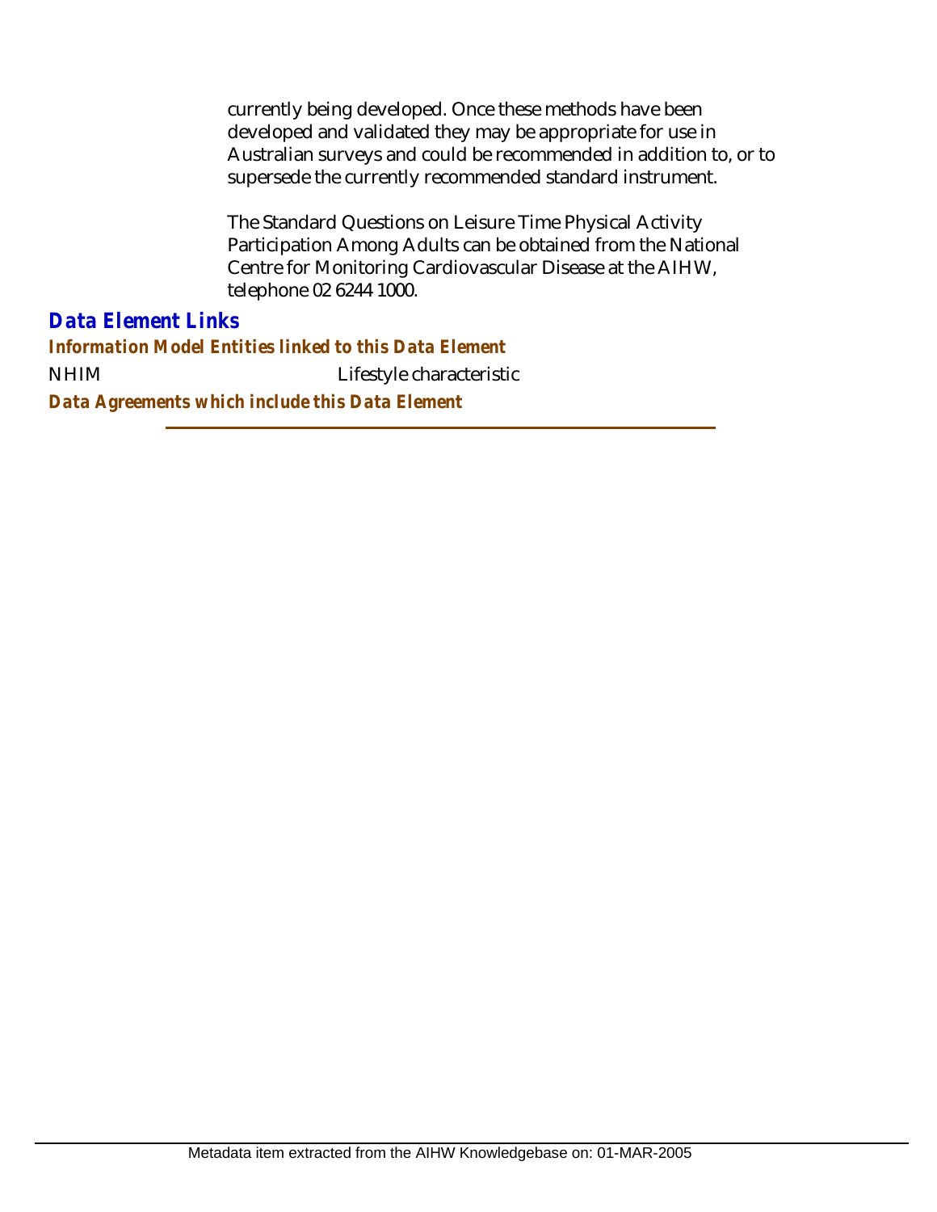currently being developed. Once these methods have been developed and validated they may be appropriate for use in Australian surveys and could be recommended in addition to, or to supersede the currently recommended standard instrument.

The Standard Questions on Leisure Time Physical Activity Participation Among Adults can be obtained from the National Centre for Monitoring Cardiovascular Disease at the AIHW, telephone 02 6244 1000.

## Data Element Links

### Information Model Entities linked to this Data Element

| | |
|---|---|
| NHIM | Lifestyle characteristic |

### Data Agreements which include this Data Element